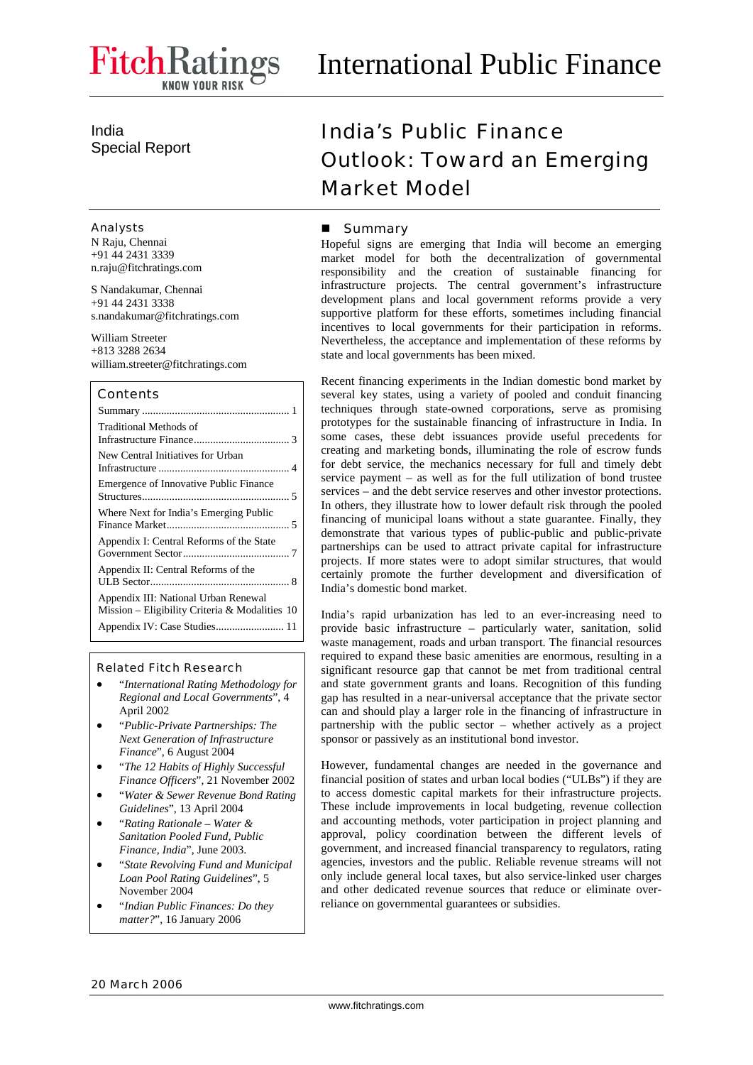# International Public Finance

India
Special Report

# India's Public Finance Outlook: Toward an Emerging Market Model

### Analysts

N Raju, Chennai
+91 44 2431 3339
n.raju@fitchratings.com

S Nandakumar, Chennai
+91 44 2431 3338
s.nandakumar@fitchratings.com

William Streeter
+813 3288 2634
william.streeter@fitchratings.com

### Contents

- Summary ..................................................... 1
- Traditional Methods of Infrastructure Finance.................................. 3
- New Central Initiatives for Urban Infrastructure ............................................... 4
- Emergence of Innovative Public Finance Structures..................................................... 5
- Where Next for India's Emerging Public Finance Market............................................ 5
- Appendix I: Central Reforms of the State Government Sector....................................... 7
- Appendix II: Central Reforms of the ULB Sector.................................................. 8
- Appendix III: National Urban Renewal Mission – Eligibility Criteria & Modalities 10
- Appendix IV: Case Studies......................... 11

### Related Fitch Research

- "*International Rating Methodology for Regional and Local Governments*", 4 April 2002
- "*Public-Private Partnerships: The Next Generation of Infrastructure Finance*", 6 August 2004
- "*The 12 Habits of Highly Successful Finance Officers*", 21 November 2002
- "*Water & Sewer Revenue Bond Rating Guidelines*", 13 April 2004
- "*Rating Rationale – Water & Sanitation Pooled Fund, Public Finance, India*", June 2003.
- "*State Revolving Fund and Municipal Loan Pool Rating Guidelines*", 5 November 2004
- "*Indian Public Finances: Do they matter?*", 16 January 2006

## Summary

Hopeful signs are emerging that India will become an emerging market model for both the decentralization of governmental responsibility and the creation of sustainable financing for infrastructure projects. The central government's infrastructure development plans and local government reforms provide a very supportive platform for these efforts, sometimes including financial incentives to local governments for their participation in reforms. Nevertheless, the acceptance and implementation of these reforms by state and local governments has been mixed.

Recent financing experiments in the Indian domestic bond market by several key states, using a variety of pooled and conduit financing techniques through state-owned corporations, serve as promising prototypes for the sustainable financing of infrastructure in India. In some cases, these debt issuances provide useful precedents for creating and marketing bonds, illuminating the role of escrow funds for debt service, the mechanics necessary for full and timely debt service payment – as well as for the full utilization of bond trustee services – and the debt service reserves and other investor protections. In others, they illustrate how to lower default risk through the pooled financing of municipal loans without a state guarantee. Finally, they demonstrate that various types of public-public and public-private partnerships can be used to attract private capital for infrastructure projects. If more states were to adopt similar structures, that would certainly promote the further development and diversification of India's domestic bond market.

India's rapid urbanization has led to an ever-increasing need to provide basic infrastructure – particularly water, sanitation, solid waste management, roads and urban transport. The financial resources required to expand these basic amenities are enormous, resulting in a significant resource gap that cannot be met from traditional central and state government grants and loans. Recognition of this funding gap has resulted in a near-universal acceptance that the private sector can and should play a larger role in the financing of infrastructure in partnership with the public sector – whether actively as a project sponsor or passively as an institutional bond investor.

However, fundamental changes are needed in the governance and financial position of states and urban local bodies ("ULBs") if they are to access domestic capital markets for their infrastructure projects. These include improvements in local budgeting, revenue collection and accounting methods, voter participation in project planning and approval, policy coordination between the different levels of government, and increased financial transparency to regulators, rating agencies, investors and the public. Reliable revenue streams will not only include general local taxes, but also service-linked user charges and other dedicated revenue sources that reduce or eliminate over-reliance on governmental guarantees or subsidies.

20 March 2006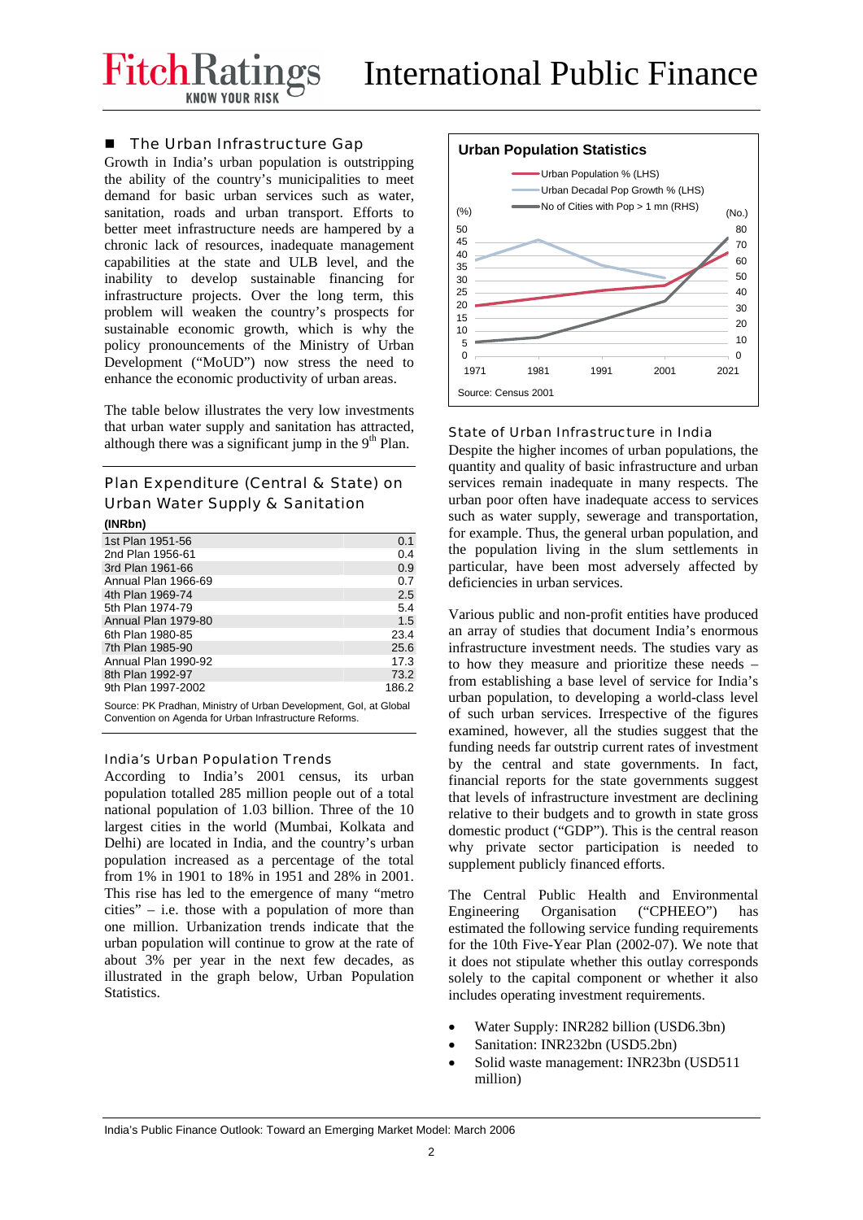## The Urban Infrastructure Gap

Growth in India's urban population is outstripping the ability of the country's municipalities to meet demand for basic urban services such as water, sanitation, roads and urban transport. Efforts to better meet infrastructure needs are hampered by a chronic lack of resources, inadequate management capabilities at the state and ULB level, and the inability to develop sustainable financing for infrastructure projects. Over the long term, this problem will weaken the country's prospects for sustainable economic growth, which is why the policy pronouncements of the Ministry of Urban Development ("MoUD") now stress the need to enhance the economic productivity of urban areas.

The table below illustrates the very low investments that urban water supply and sanitation has attracted, although there was a significant jump in the 9th Plan.

### Plan Expenditure (Central & State) on Urban Water Supply & Sanitation

| (INRbn) | |
|---|---|
| 1st Plan 1951-56 | 0.1 |
| 2nd Plan 1956-61 | 0.4 |
| 3rd Plan 1961-66 | 0.9 |
| Annual Plan 1966-69 | 0.7 |
| 4th Plan 1969-74 | 2.5 |
| 5th Plan 1974-79 | 5.4 |
| Annual Plan 1979-80 | 1.5 |
| 6th Plan 1980-85 | 23.4 |
| 7th Plan 1985-90 | 25.6 |
| Annual Plan 1990-92 | 17.3 |
| 8th Plan 1992-97 | 73.2 |
| 9th Plan 1997-2002 | 186.2 |

Source: PK Pradhan, Ministry of Urban Development, GoI, at Global Convention on Agenda for Urban Infrastructure Reforms.

### India's Urban Population Trends

According to India's 2001 census, its urban population totalled 285 million people out of a total national population of 1.03 billion. Three of the 10 largest cities in the world (Mumbai, Kolkata and Delhi) are located in India, and the country's urban population increased as a percentage of the total from 1% in 1901 to 18% in 1951 and 28% in 2001. This rise has led to the emergence of many "metro cities" – i.e. those with a population of more than one million. Urbanization trends indicate that the urban population will continue to grow at the rate of about 3% per year in the next few decades, as illustrated in the graph below, Urban Population Statistics.

**Urban Population Statistics**

Urban Population % (LHS); Urban Decadal Pop Growth % (LHS); No of Cities with Pop > 1 mn (RHS)

Source: Census 2001

### State of Urban Infrastructure in India

Despite the higher incomes of urban populations, the quantity and quality of basic infrastructure and urban services remain inadequate in many respects. The urban poor often have inadequate access to services such as water supply, sewerage and transportation, for example. Thus, the general urban population, and the population living in the slum settlements in particular, have been most adversely affected by deficiencies in urban services.

Various public and non-profit entities have produced an array of studies that document India's enormous infrastructure investment needs. The studies vary as to how they measure and prioritize these needs – from establishing a base level of service for India's urban population, to developing a world-class level of such urban services. Irrespective of the figures examined, however, all the studies suggest that the funding needs far outstrip current rates of investment by the central and state governments. In fact, financial reports for the state governments suggest that levels of infrastructure investment are declining relative to their budgets and to growth in state gross domestic product ("GDP"). This is the central reason why private sector participation is needed to supplement publicly financed efforts.

The Central Public Health and Environmental Engineering Organisation ("CPHEEO") has estimated the following service funding requirements for the 10th Five-Year Plan (2002-07). We note that it does not stipulate whether this outlay corresponds solely to the capital component or whether it also includes operating investment requirements.

- Water Supply: INR282 billion (USD6.3bn)
- Sanitation: INR232bn (USD5.2bn)
- Solid waste management: INR23bn (USD511 million)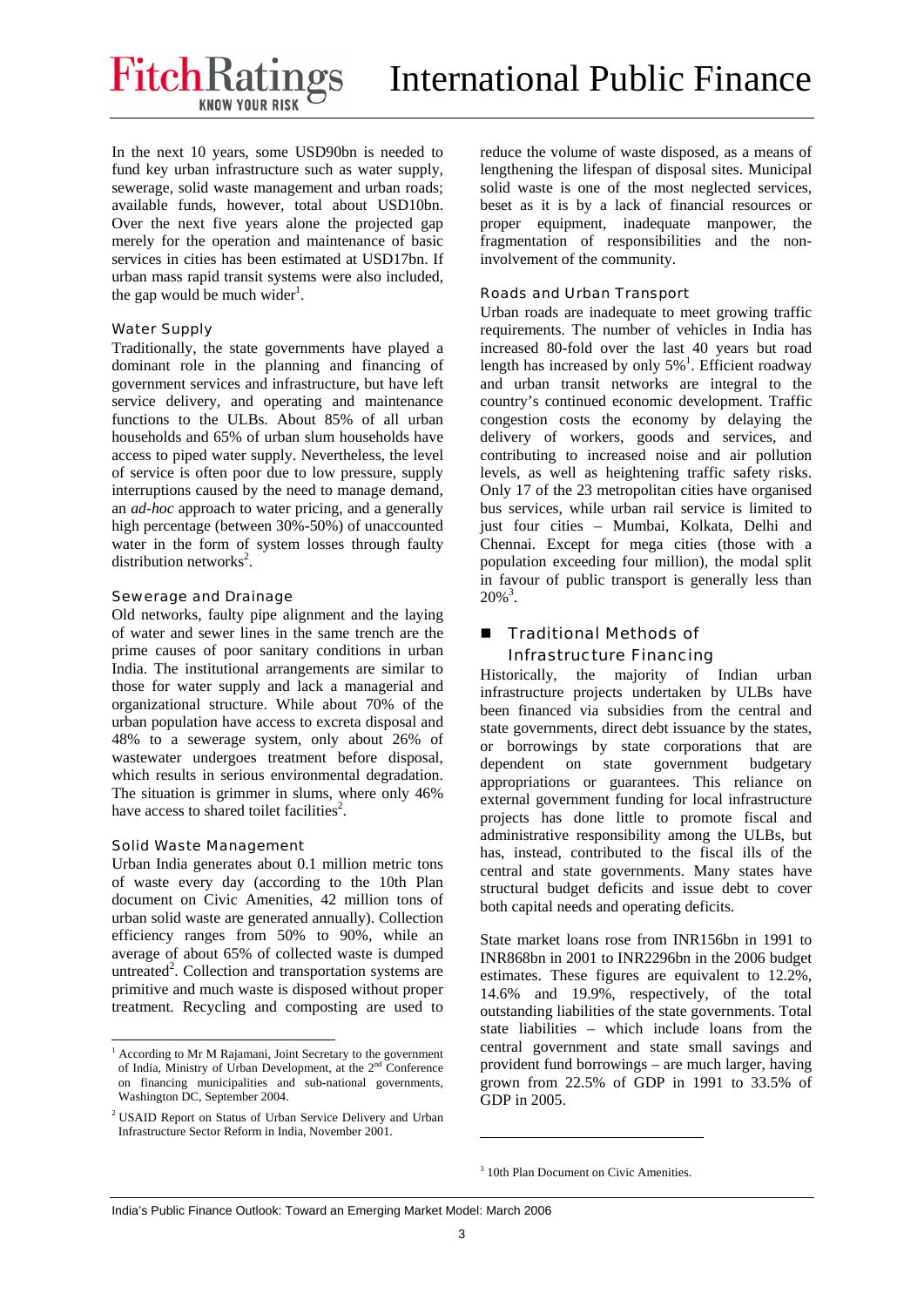In the next 10 years, some USD90bn is needed to fund key urban infrastructure such as water supply, sewerage, solid waste management and urban roads; available funds, however, total about USD10bn. Over the next five years alone the projected gap merely for the operation and maintenance of basic services in cities has been estimated at USD17bn. If urban mass rapid transit systems were also included, the gap would be much wider[1].

### Water Supply

Traditionally, the state governments have played a dominant role in the planning and financing of government services and infrastructure, but have left service delivery, and operating and maintenance functions to the ULBs. About 85% of all urban households and 65% of urban slum households have access to piped water supply. Nevertheless, the level of service is often poor due to low pressure, supply interruptions caused by the need to manage demand, an *ad-hoc* approach to water pricing, and a generally high percentage (between 30%-50%) of unaccounted water in the form of system losses through faulty distribution networks[2].

### Sewerage and Drainage

Old networks, faulty pipe alignment and the laying of water and sewer lines in the same trench are the prime causes of poor sanitary conditions in urban India. The institutional arrangements are similar to those for water supply and lack a managerial and organizational structure. While about 70% of the urban population have access to excreta disposal and 48% to a sewerage system, only about 26% of wastewater undergoes treatment before disposal, which results in serious environmental degradation. The situation is grimmer in slums, where only 46% have access to shared toilet facilities[2].

### Solid Waste Management

Urban India generates about 0.1 million metric tons of waste every day (according to the 10th Plan document on Civic Amenities, 42 million tons of urban solid waste are generated annually). Collection efficiency ranges from 50% to 90%, while an average of about 65% of collected waste is dumped untreated[2]. Collection and transportation systems are primitive and much waste is disposed without proper treatment. Recycling and composting are used to reduce the volume of waste disposed, as a means of lengthening the lifespan of disposal sites. Municipal solid waste is one of the most neglected services, beset as it is by a lack of financial resources or proper equipment, inadequate manpower, the fragmentation of responsibilities and the non-involvement of the community.

### Roads and Urban Transport

Urban roads are inadequate to meet growing traffic requirements. The number of vehicles in India has increased 80-fold over the last 40 years but road length has increased by only 5%[1]. Efficient roadway and urban transit networks are integral to the country's continued economic development. Traffic congestion costs the economy by delaying the delivery of workers, goods and services, and contributing to increased noise and air pollution levels, as well as heightening traffic safety risks. Only 17 of the 23 metropolitan cities have organised bus services, while urban rail service is limited to just four cities – Mumbai, Kolkata, Delhi and Chennai. Except for mega cities (those with a population exceeding four million), the modal split in favour of public transport is generally less than 20%[3].

## Traditional Methods of Infrastructure Financing

Historically, the majority of Indian urban infrastructure projects undertaken by ULBs have been financed via subsidies from the central and state governments, direct debt issuance by the states, or borrowings by state corporations that are dependent on state government budgetary appropriations or guarantees. This reliance on external government funding for local infrastructure projects has done little to promote fiscal and administrative responsibility among the ULBs, but has, instead, contributed to the fiscal ills of the central and state governments. Many states have structural budget deficits and issue debt to cover both capital needs and operating deficits.

State market loans rose from INR156bn in 1991 to INR868bn in 2001 to INR2296bn in the 2006 budget estimates. These figures are equivalent to 12.2%, 14.6% and 19.9%, respectively, of the total outstanding liabilities of the state governments. Total state liabilities – which include loans from the central government and state small savings and provident fund borrowings – are much larger, having grown from 22.5% of GDP in 1991 to 33.5% of GDP in 2005.

---

[1] According to Mr M Rajamani, Joint Secretary to the government of India, Ministry of Urban Development, at the 2nd Conference on financing municipalities and sub-national governments, Washington DC, September 2004.

[2] USAID Report on Status of Urban Service Delivery and Urban Infrastructure Sector Reform in India, November 2001.

[3] 10th Plan Document on Civic Amenities.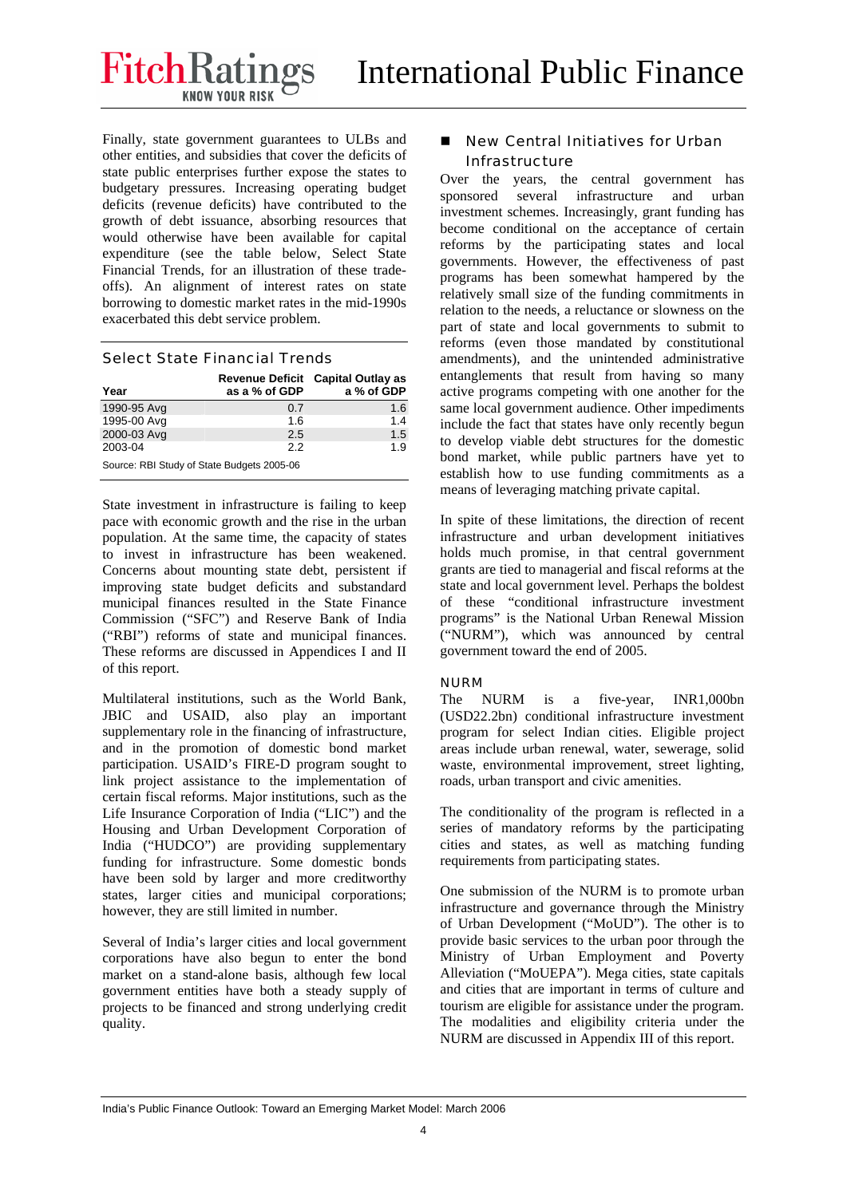Finally, state government guarantees to ULBs and other entities, and subsidies that cover the deficits of state public enterprises further expose the states to budgetary pressures. Increasing operating budget deficits (revenue deficits) have contributed to the growth of debt issuance, absorbing resources that would otherwise have been available for capital expenditure (see the table below, Select State Financial Trends, for an illustration of these trade-offs). An alignment of interest rates on state borrowing to domestic market rates in the mid-1990s exacerbated this debt service problem.

### Select State Financial Trends

| Year | Revenue Deficit as a % of GDP | Capital Outlay as a % of GDP |
|---|---|---|
| 1990-95 Avg | 0.7 | 1.6 |
| 1995-00 Avg | 1.6 | 1.4 |
| 2000-03 Avg | 2.5 | 1.5 |
| 2003-04 | 2.2 | 1.9 |

Source: RBI Study of State Budgets 2005-06

State investment in infrastructure is failing to keep pace with economic growth and the rise in the urban population. At the same time, the capacity of states to invest in infrastructure has been weakened. Concerns about mounting state debt, persistent if improving state budget deficits and substandard municipal finances resulted in the State Finance Commission ("SFC") and Reserve Bank of India ("RBI") reforms of state and municipal finances. These reforms are discussed in Appendices I and II of this report.

Multilateral institutions, such as the World Bank, JBIC and USAID, also play an important supplementary role in the financing of infrastructure, and in the promotion of domestic bond market participation. USAID's FIRE-D program sought to link project assistance to the implementation of certain fiscal reforms. Major institutions, such as the Life Insurance Corporation of India ("LIC") and the Housing and Urban Development Corporation of India ("HUDCO") are providing supplementary funding for infrastructure. Some domestic bonds have been sold by larger and more creditworthy states, larger cities and municipal corporations; however, they are still limited in number.

Several of India's larger cities and local government corporations have also begun to enter the bond market on a stand-alone basis, although few local government entities have both a steady supply of projects to be financed and strong underlying credit quality.

## New Central Initiatives for Urban Infrastructure

Over the years, the central government has sponsored several infrastructure and urban investment schemes. Increasingly, grant funding has become conditional on the acceptance of certain reforms by the participating states and local governments. However, the effectiveness of past programs has been somewhat hampered by the relatively small size of the funding commitments in relation to the needs, a reluctance or slowness on the part of state and local governments to submit to reforms (even those mandated by constitutional amendments), and the unintended administrative entanglements that result from having so many active programs competing with one another for the same local government audience. Other impediments include the fact that states have only recently begun to develop viable debt structures for the domestic bond market, while public partners have yet to establish how to use funding commitments as a means of leveraging matching private capital.

In spite of these limitations, the direction of recent infrastructure and urban development initiatives holds much promise, in that central government grants are tied to managerial and fiscal reforms at the state and local government level. Perhaps the boldest of these "conditional infrastructure investment programs" is the National Urban Renewal Mission ("NURM"), which was announced by central government toward the end of 2005.

### NURM

The NURM is a five-year, INR1,000bn (USD22.2bn) conditional infrastructure investment program for select Indian cities. Eligible project areas include urban renewal, water, sewerage, solid waste, environmental improvement, street lighting, roads, urban transport and civic amenities.

The conditionality of the program is reflected in a series of mandatory reforms by the participating cities and states, as well as matching funding requirements from participating states.

One submission of the NURM is to promote urban infrastructure and governance through the Ministry of Urban Development ("MoUD"). The other is to provide basic services to the urban poor through the Ministry of Urban Employment and Poverty Alleviation ("MoUEPA"). Mega cities, state capitals and cities that are important in terms of culture and tourism are eligible for assistance under the program. The modalities and eligibility criteria under the NURM are discussed in Appendix III of this report.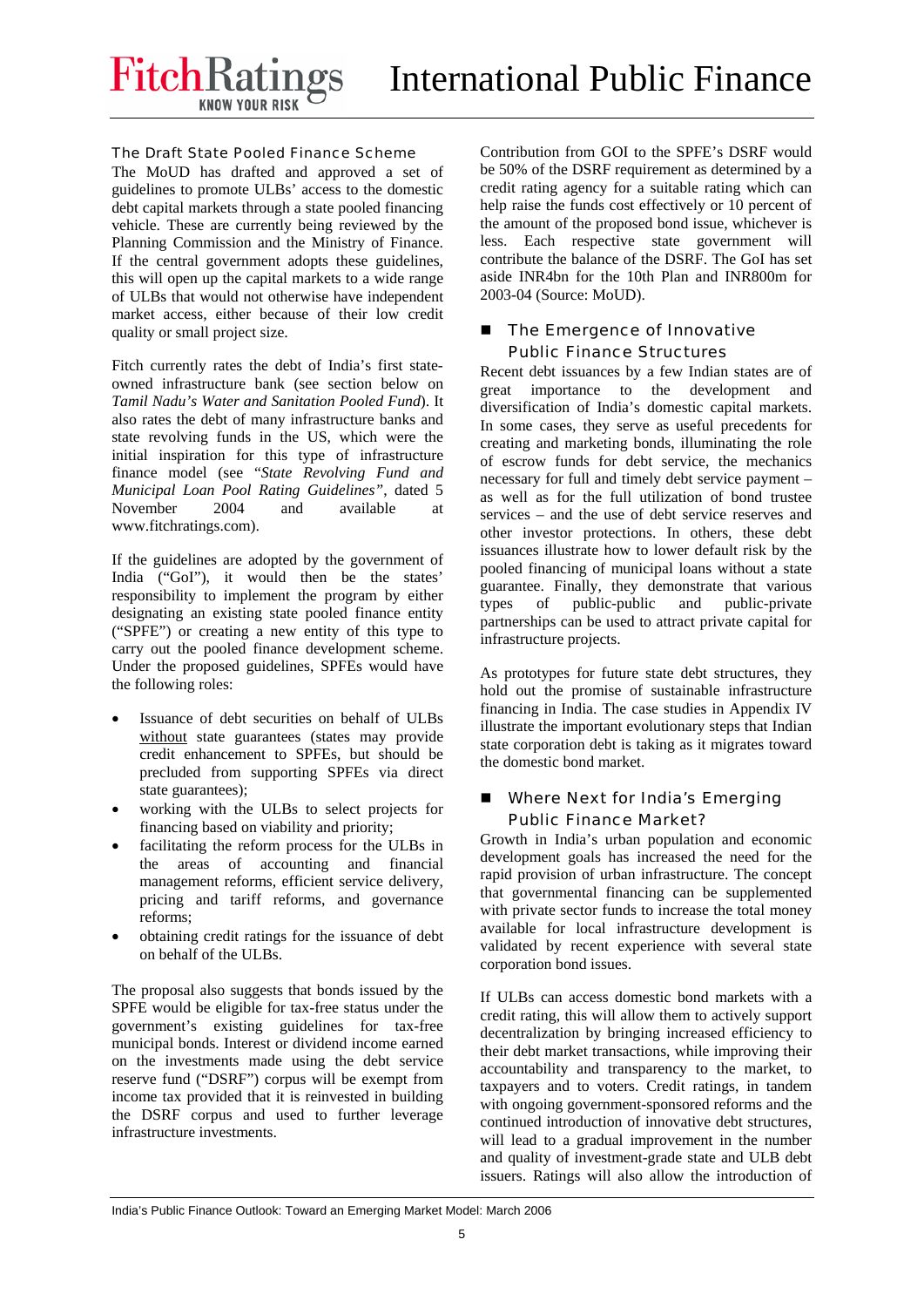### The Draft State Pooled Finance Scheme

The MoUD has drafted and approved a set of guidelines to promote ULBs' access to the domestic debt capital markets through a state pooled financing vehicle. These are currently being reviewed by the Planning Commission and the Ministry of Finance. If the central government adopts these guidelines, this will open up the capital markets to a wide range of ULBs that would not otherwise have independent market access, either because of their low credit quality or small project size.

Fitch currently rates the debt of India's first state-owned infrastructure bank (see section below on *Tamil Nadu's Water and Sanitation Pooled Fund*). It also rates the debt of many infrastructure banks and state revolving funds in the US, which were the initial inspiration for this type of infrastructure finance model (see "*State Revolving Fund and Municipal Loan Pool Rating Guidelines*", dated 5 November 2004 and available at www.fitchratings.com).

If the guidelines are adopted by the government of India ("GoI"), it would then be the states' responsibility to implement the program by either designating an existing state pooled finance entity ("SPFE") or creating a new entity of this type to carry out the pooled finance development scheme. Under the proposed guidelines, SPFEs would have the following roles:

- Issuance of debt securities on behalf of ULBs without state guarantees (states may provide credit enhancement to SPFEs, but should be precluded from supporting SPFEs via direct state guarantees);
- working with the ULBs to select projects for financing based on viability and priority;
- facilitating the reform process for the ULBs in the areas of accounting and financial management reforms, efficient service delivery, pricing and tariff reforms, and governance reforms;
- obtaining credit ratings for the issuance of debt on behalf of the ULBs.

The proposal also suggests that bonds issued by the SPFE would be eligible for tax-free status under the government's existing guidelines for tax-free municipal bonds. Interest or dividend income earned on the investments made using the debt service reserve fund ("DSRF") corpus will be exempt from income tax provided that it is reinvested in building the DSRF corpus and used to further leverage infrastructure investments.

Contribution from GOI to the SPFE's DSRF would be 50% of the DSRF requirement as determined by a credit rating agency for a suitable rating which can help raise the funds cost effectively or 10 percent of the amount of the proposed bond issue, whichever is less. Each respective state government will contribute the balance of the DSRF. The GoI has set aside INR4bn for the 10th Plan and INR800m for 2003-04 (Source: MoUD).

## The Emergence of Innovative Public Finance Structures

Recent debt issuances by a few Indian states are of great importance to the development and diversification of India's domestic capital markets. In some cases, they serve as useful precedents for creating and marketing bonds, illuminating the role of escrow funds for debt service, the mechanics necessary for full and timely debt service payment – as well as for the full utilization of bond trustee services – and the use of debt service reserves and other investor protections. In others, these debt issuances illustrate how to lower default risk by the pooled financing of municipal loans without a state guarantee. Finally, they demonstrate that various types of public-public and public-private partnerships can be used to attract private capital for infrastructure projects.

As prototypes for future state debt structures, they hold out the promise of sustainable infrastructure financing in India. The case studies in Appendix IV illustrate the important evolutionary steps that Indian state corporation debt is taking as it migrates toward the domestic bond market.

## Where Next for India's Emerging Public Finance Market?

Growth in India's urban population and economic development goals has increased the need for the rapid provision of urban infrastructure. The concept that governmental financing can be supplemented with private sector funds to increase the total money available for local infrastructure development is validated by recent experience with several state corporation bond issues.

If ULBs can access domestic bond markets with a credit rating, this will allow them to actively support decentralization by bringing increased efficiency to their debt market transactions, while improving their accountability and transparency to the market, to taxpayers and to voters. Credit ratings, in tandem with ongoing government-sponsored reforms and the continued introduction of innovative debt structures, will lead to a gradual improvement in the number and quality of investment-grade state and ULB debt issuers. Ratings will also allow the introduction of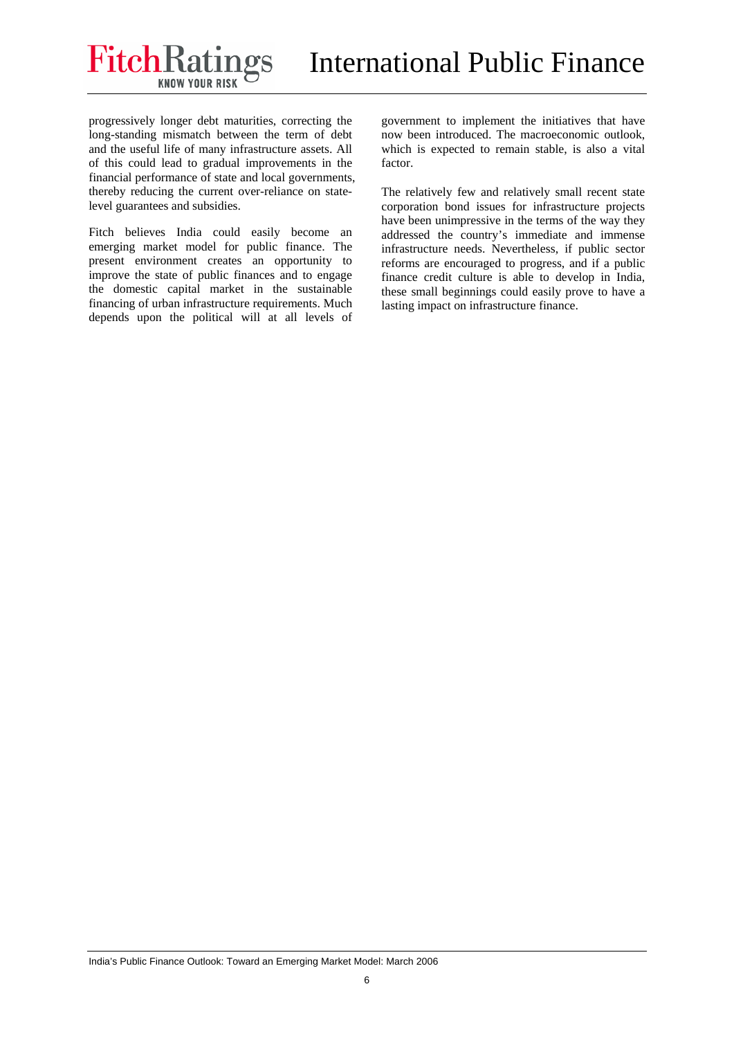progressively longer debt maturities, correcting the long-standing mismatch between the term of debt and the useful life of many infrastructure assets. All of this could lead to gradual improvements in the financial performance of state and local governments, thereby reducing the current over-reliance on state-level guarantees and subsidies.

Fitch believes India could easily become an emerging market model for public finance. The present environment creates an opportunity to improve the state of public finances and to engage the domestic capital market in the sustainable financing of urban infrastructure requirements. Much depends upon the political will at all levels of government to implement the initiatives that have now been introduced. The macroeconomic outlook, which is expected to remain stable, is also a vital factor.

The relatively few and relatively small recent state corporation bond issues for infrastructure projects have been unimpressive in the terms of the way they addressed the country's immediate and immense infrastructure needs. Nevertheless, if public sector reforms are encouraged to progress, and if a public finance credit culture is able to develop in India, these small beginnings could easily prove to have a lasting impact on infrastructure finance.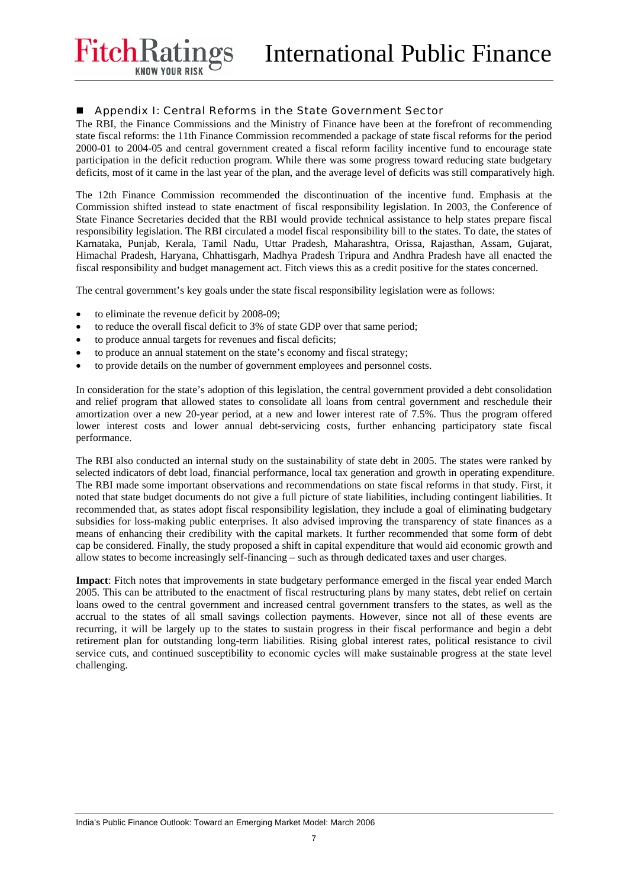## Appendix I: Central Reforms in the State Government Sector

The RBI, the Finance Commissions and the Ministry of Finance have been at the forefront of recommending state fiscal reforms: the 11th Finance Commission recommended a package of state fiscal reforms for the period 2000-01 to 2004-05 and central government created a fiscal reform facility incentive fund to encourage state participation in the deficit reduction program. While there was some progress toward reducing state budgetary deficits, most of it came in the last year of the plan, and the average level of deficits was still comparatively high.

The 12th Finance Commission recommended the discontinuation of the incentive fund. Emphasis at the Commission shifted instead to state enactment of fiscal responsibility legislation. In 2003, the Conference of State Finance Secretaries decided that the RBI would provide technical assistance to help states prepare fiscal responsibility legislation. The RBI circulated a model fiscal responsibility bill to the states. To date, the states of Karnataka, Punjab, Kerala, Tamil Nadu, Uttar Pradesh, Maharashtra, Orissa, Rajasthan, Assam, Gujarat, Himachal Pradesh, Haryana, Chhattisgarh, Madhya Pradesh Tripura and Andhra Pradesh have all enacted the fiscal responsibility and budget management act. Fitch views this as a credit positive for the states concerned.

The central government's key goals under the state fiscal responsibility legislation were as follows:

- to eliminate the revenue deficit by 2008-09;
- to reduce the overall fiscal deficit to 3% of state GDP over that same period;
- to produce annual targets for revenues and fiscal deficits;
- to produce an annual statement on the state's economy and fiscal strategy;
- to provide details on the number of government employees and personnel costs.

In consideration for the state's adoption of this legislation, the central government provided a debt consolidation and relief program that allowed states to consolidate all loans from central government and reschedule their amortization over a new 20-year period, at a new and lower interest rate of 7.5%. Thus the program offered lower interest costs and lower annual debt-servicing costs, further enhancing participatory state fiscal performance.

The RBI also conducted an internal study on the sustainability of state debt in 2005. The states were ranked by selected indicators of debt load, financial performance, local tax generation and growth in operating expenditure. The RBI made some important observations and recommendations on state fiscal reforms in that study. First, it noted that state budget documents do not give a full picture of state liabilities, including contingent liabilities. It recommended that, as states adopt fiscal responsibility legislation, they include a goal of eliminating budgetary subsidies for loss-making public enterprises. It also advised improving the transparency of state finances as a means of enhancing their credibility with the capital markets. It further recommended that some form of debt cap be considered. Finally, the study proposed a shift in capital expenditure that would aid economic growth and allow states to become increasingly self-financing – such as through dedicated taxes and user charges.

**Impact**: Fitch notes that improvements in state budgetary performance emerged in the fiscal year ended March 2005. This can be attributed to the enactment of fiscal restructuring plans by many states, debt relief on certain loans owed to the central government and increased central government transfers to the states, as well as the accrual to the states of all small savings collection payments. However, since not all of these events are recurring, it will be largely up to the states to sustain progress in their fiscal performance and begin a debt retirement plan for outstanding long-term liabilities. Rising global interest rates, political resistance to civil service cuts, and continued susceptibility to economic cycles will make sustainable progress at the state level challenging.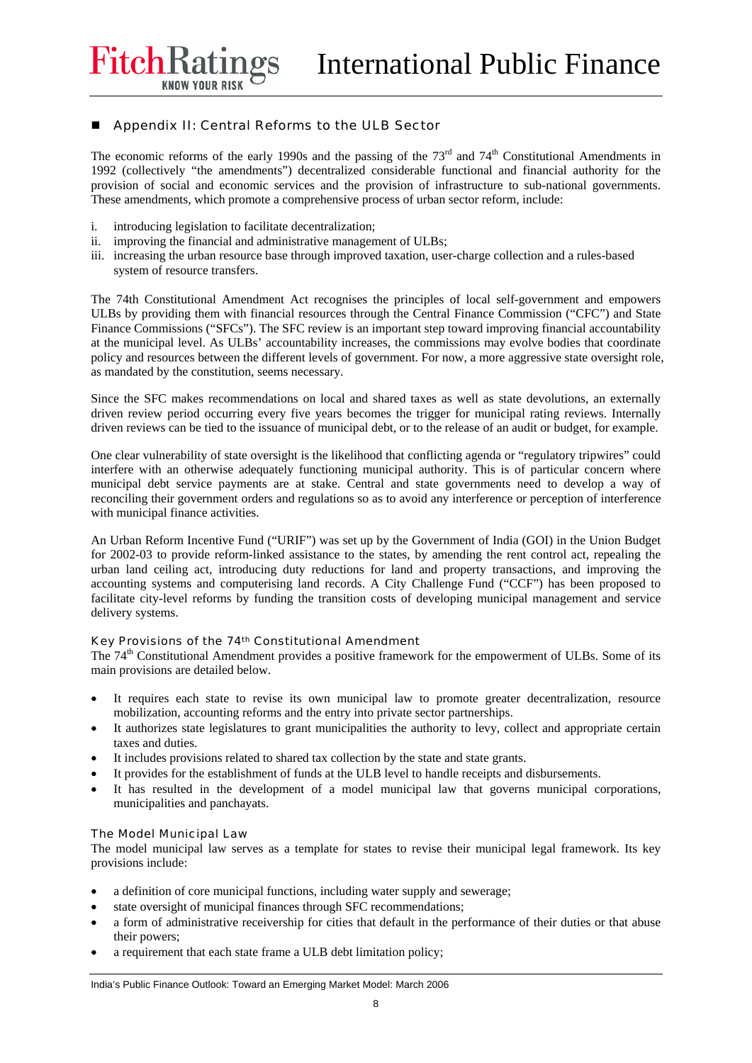## Appendix II: Central Reforms to the ULB Sector

The economic reforms of the early 1990s and the passing of the 73rd and 74th Constitutional Amendments in 1992 (collectively "the amendments") decentralized considerable functional and financial authority for the provision of social and economic services and the provision of infrastructure to sub-national governments. These amendments, which promote a comprehensive process of urban sector reform, include:

i. introducing legislation to facilitate decentralization;
ii. improving the financial and administrative management of ULBs;
iii. increasing the urban resource base through improved taxation, user-charge collection and a rules-based system of resource transfers.

The 74th Constitutional Amendment Act recognises the principles of local self-government and empowers ULBs by providing them with financial resources through the Central Finance Commission ("CFC") and State Finance Commissions ("SFCs"). The SFC review is an important step toward improving financial accountability at the municipal level. As ULBs' accountability increases, the commissions may evolve bodies that coordinate policy and resources between the different levels of government. For now, a more aggressive state oversight role, as mandated by the constitution, seems necessary.

Since the SFC makes recommendations on local and shared taxes as well as state devolutions, an externally driven review period occurring every five years becomes the trigger for municipal rating reviews. Internally driven reviews can be tied to the issuance of municipal debt, or to the release of an audit or budget, for example.

One clear vulnerability of state oversight is the likelihood that conflicting agenda or "regulatory tripwires" could interfere with an otherwise adequately functioning municipal authority. This is of particular concern where municipal debt service payments are at stake. Central and state governments need to develop a way of reconciling their government orders and regulations so as to avoid any interference or perception of interference with municipal finance activities.

An Urban Reform Incentive Fund ("URIF") was set up by the Government of India (GOI) in the Union Budget for 2002-03 to provide reform-linked assistance to the states, by amending the rent control act, repealing the urban land ceiling act, introducing duty reductions for land and property transactions, and improving the accounting systems and computerising land records. A City Challenge Fund ("CCF") has been proposed to facilitate city-level reforms by funding the transition costs of developing municipal management and service delivery systems.

### Key Provisions of the 74th Constitutional Amendment

The 74th Constitutional Amendment provides a positive framework for the empowerment of ULBs. Some of its main provisions are detailed below.

- It requires each state to revise its own municipal law to promote greater decentralization, resource mobilization, accounting reforms and the entry into private sector partnerships.
- It authorizes state legislatures to grant municipalities the authority to levy, collect and appropriate certain taxes and duties.
- It includes provisions related to shared tax collection by the state and state grants.
- It provides for the establishment of funds at the ULB level to handle receipts and disbursements.
- It has resulted in the development of a model municipal law that governs municipal corporations, municipalities and panchayats.

### The Model Municipal Law

The model municipal law serves as a template for states to revise their municipal legal framework. Its key provisions include:

- a definition of core municipal functions, including water supply and sewerage;
- state oversight of municipal finances through SFC recommendations;
- a form of administrative receivership for cities that default in the performance of their duties or that abuse their powers;
- a requirement that each state frame a ULB debt limitation policy;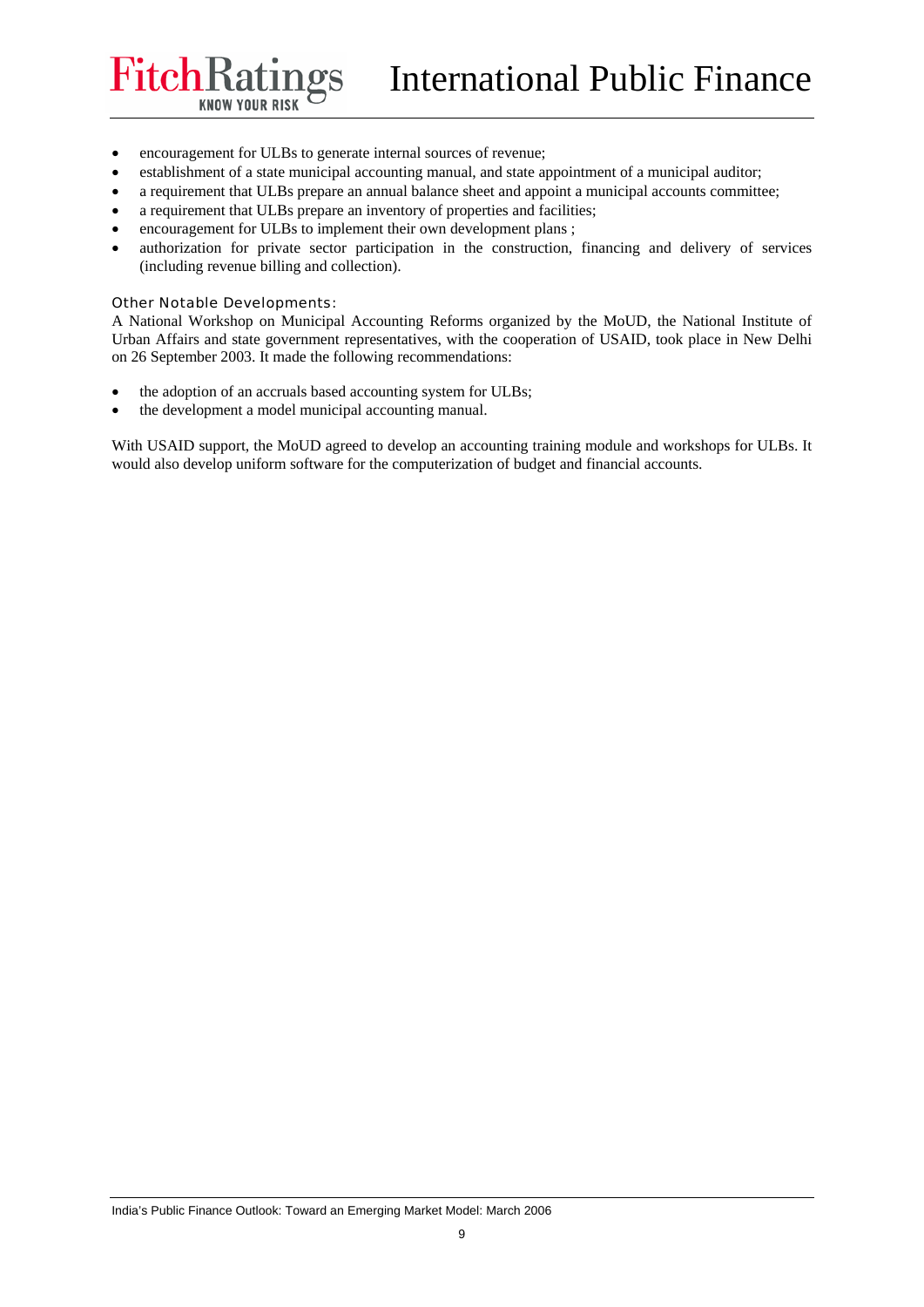- encouragement for ULBs to generate internal sources of revenue;
- establishment of a state municipal accounting manual, and state appointment of a municipal auditor;
- a requirement that ULBs prepare an annual balance sheet and appoint a municipal accounts committee;
- a requirement that ULBs prepare an inventory of properties and facilities;
- encouragement for ULBs to implement their own development plans ;
- authorization for private sector participation in the construction, financing and delivery of services (including revenue billing and collection).

#### Other Notable Developments:

A National Workshop on Municipal Accounting Reforms organized by the MoUD, the National Institute of Urban Affairs and state government representatives, with the cooperation of USAID, took place in New Delhi on 26 September 2003. It made the following recommendations:

- the adoption of an accruals based accounting system for ULBs;
- the development a model municipal accounting manual.

With USAID support, the MoUD agreed to develop an accounting training module and workshops for ULBs. It would also develop uniform software for the computerization of budget and financial accounts.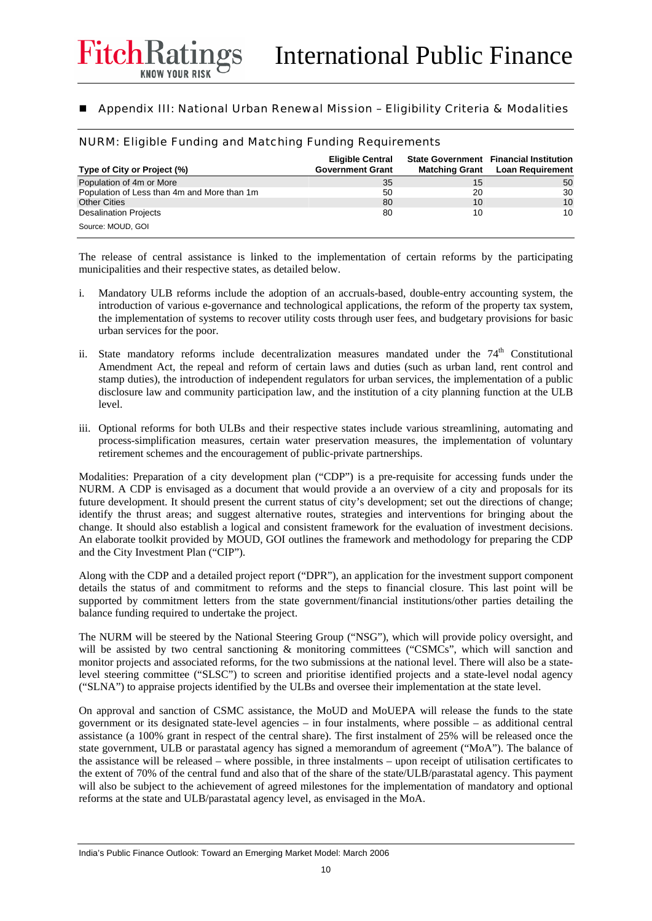## Appendix III: National Urban Renewal Mission – Eligibility Criteria & Modalities

### NURM: Eligible Funding and Matching Funding Requirements

| Type of City or Project (%) | Eligible Central Government Grant | State Government Matching Grant | Financial Institution Loan Requirement |
|---|---|---|---|
| Population of 4m or More | 35 | 15 | 50 |
| Population of Less than 4m and More than 1m | 50 | 20 | 30 |
| Other Cities | 80 | 10 | 10 |
| Desalination Projects | 80 | 10 | 10 |

Source: MOUD, GOI

The release of central assistance is linked to the implementation of certain reforms by the participating municipalities and their respective states, as detailed below.

i. Mandatory ULB reforms include the adoption of an accruals-based, double-entry accounting system, the introduction of various e-governance and technological applications, the reform of the property tax system, the implementation of systems to recover utility costs through user fees, and budgetary provisions for basic urban services for the poor.

ii. State mandatory reforms include decentralization measures mandated under the 74th Constitutional Amendment Act, the repeal and reform of certain laws and duties (such as urban land, rent control and stamp duties), the introduction of independent regulators for urban services, the implementation of a public disclosure law and community participation law, and the institution of a city planning function at the ULB level.

iii. Optional reforms for both ULBs and their respective states include various streamlining, automating and process-simplification measures, certain water preservation measures, the implementation of voluntary retirement schemes and the encouragement of public-private partnerships.

Modalities: Preparation of a city development plan ("CDP") is a pre-requisite for accessing funds under the NURM. A CDP is envisaged as a document that would provide a an overview of a city and proposals for its future development. It should present the current status of city's development; set out the directions of change; identify the thrust areas; and suggest alternative routes, strategies and interventions for bringing about the change. It should also establish a logical and consistent framework for the evaluation of investment decisions. An elaborate toolkit provided by MOUD, GOI outlines the framework and methodology for preparing the CDP and the City Investment Plan ("CIP").

Along with the CDP and a detailed project report ("DPR"), an application for the investment support component details the status of and commitment to reforms and the steps to financial closure. This last point will be supported by commitment letters from the state government/financial institutions/other parties detailing the balance funding required to undertake the project.

The NURM will be steered by the National Steering Group ("NSG"), which will provide policy oversight, and will be assisted by two central sanctioning & monitoring committees ("CSMCs", which will sanction and monitor projects and associated reforms, for the two submissions at the national level. There will also be a state-level steering committee ("SLSC") to screen and prioritise identified projects and a state-level nodal agency ("SLNA") to appraise projects identified by the ULBs and oversee their implementation at the state level.

On approval and sanction of CSMC assistance, the MoUD and MoUEPA will release the funds to the state government or its designated state-level agencies – in four instalments, where possible – as additional central assistance (a 100% grant in respect of the central share). The first instalment of 25% will be released once the state government, ULB or parastatal agency has signed a memorandum of agreement ("MoA"). The balance of the assistance will be released – where possible, in three instalments – upon receipt of utilisation certificates to the extent of 70% of the central fund and also that of the share of the state/ULB/parastatal agency. This payment will also be subject to the achievement of agreed milestones for the implementation of mandatory and optional reforms at the state and ULB/parastatal agency level, as envisaged in the MoA.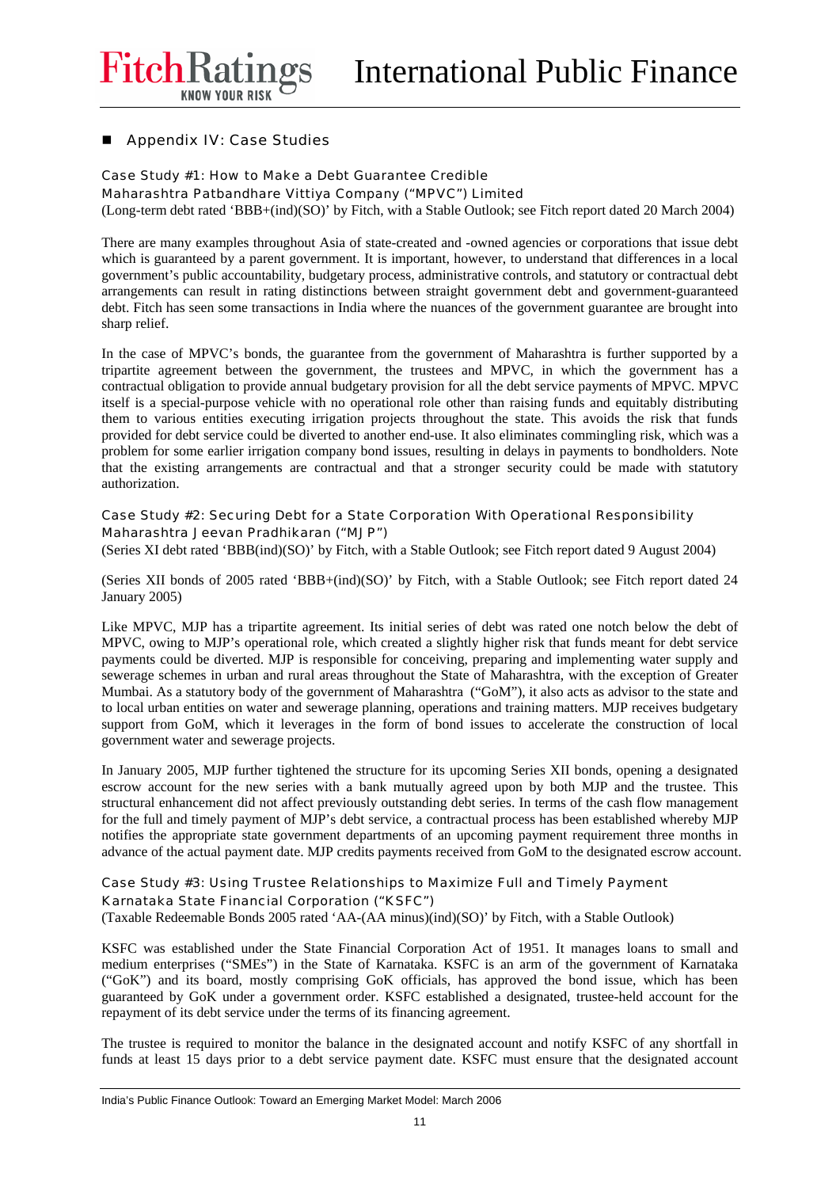## Appendix IV: Case Studies

### Case Study #1: How to Make a Debt Guarantee Credible

**Maharashtra Patbandhare Vittiya Company ("MPVC") Limited**

(Long-term debt rated 'BBB+(ind)(SO)' by Fitch, with a Stable Outlook; see Fitch report dated 20 March 2004)

There are many examples throughout Asia of state-created and -owned agencies or corporations that issue debt which is guaranteed by a parent government. It is important, however, to understand that differences in a local government's public accountability, budgetary process, administrative controls, and statutory or contractual debt arrangements can result in rating distinctions between straight government debt and government-guaranteed debt. Fitch has seen some transactions in India where the nuances of the government guarantee are brought into sharp relief.

In the case of MPVC's bonds, the guarantee from the government of Maharashtra is further supported by a tripartite agreement between the government, the trustees and MPVC, in which the government has a contractual obligation to provide annual budgetary provision for all the debt service payments of MPVC. MPVC itself is a special-purpose vehicle with no operational role other than raising funds and equitably distributing them to various entities executing irrigation projects throughout the state. This avoids the risk that funds provided for debt service could be diverted to another end-use. It also eliminates commingling risk, which was a problem for some earlier irrigation company bond issues, resulting in delays in payments to bondholders. Note that the existing arrangements are contractual and that a stronger security could be made with statutory authorization.

### Case Study #2: Securing Debt for a State Corporation With Operational Responsibility

**Maharashtra Jeevan Pradhikaran ("MJP")**

(Series XI debt rated 'BBB(ind)(SO)' by Fitch, with a Stable Outlook; see Fitch report dated 9 August 2004)

(Series XII bonds of 2005 rated 'BBB+(ind)(SO)' by Fitch, with a Stable Outlook; see Fitch report dated 24 January 2005)

Like MPVC, MJP has a tripartite agreement. Its initial series of debt was rated one notch below the debt of MPVC, owing to MJP's operational role, which created a slightly higher risk that funds meant for debt service payments could be diverted. MJP is responsible for conceiving, preparing and implementing water supply and sewerage schemes in urban and rural areas throughout the State of Maharashtra, with the exception of Greater Mumbai. As a statutory body of the government of Maharashtra ("GoM"), it also acts as advisor to the state and to local urban entities on water and sewerage planning, operations and training matters. MJP receives budgetary support from GoM, which it leverages in the form of bond issues to accelerate the construction of local government water and sewerage projects.

In January 2005, MJP further tightened the structure for its upcoming Series XII bonds, opening a designated escrow account for the new series with a bank mutually agreed upon by both MJP and the trustee. This structural enhancement did not affect previously outstanding debt series. In terms of the cash flow management for the full and timely payment of MJP's debt service, a contractual process has been established whereby MJP notifies the appropriate state government departments of an upcoming payment requirement three months in advance of the actual payment date. MJP credits payments received from GoM to the designated escrow account.

### Case Study #3: Using Trustee Relationships to Maximize Full and Timely Payment

**Karnataka State Financial Corporation ("KSFC")**

(Taxable Redeemable Bonds 2005 rated 'AA-(AA minus)(ind)(SO)' by Fitch, with a Stable Outlook)

KSFC was established under the State Financial Corporation Act of 1951. It manages loans to small and medium enterprises ("SMEs") in the State of Karnataka. KSFC is an arm of the government of Karnataka ("GoK") and its board, mostly comprising GoK officials, has approved the bond issue, which has been guaranteed by GoK under a government order. KSFC established a designated, trustee-held account for the repayment of its debt service under the terms of its financing agreement.

The trustee is required to monitor the balance in the designated account and notify KSFC of any shortfall in funds at least 15 days prior to a debt service payment date. KSFC must ensure that the designated account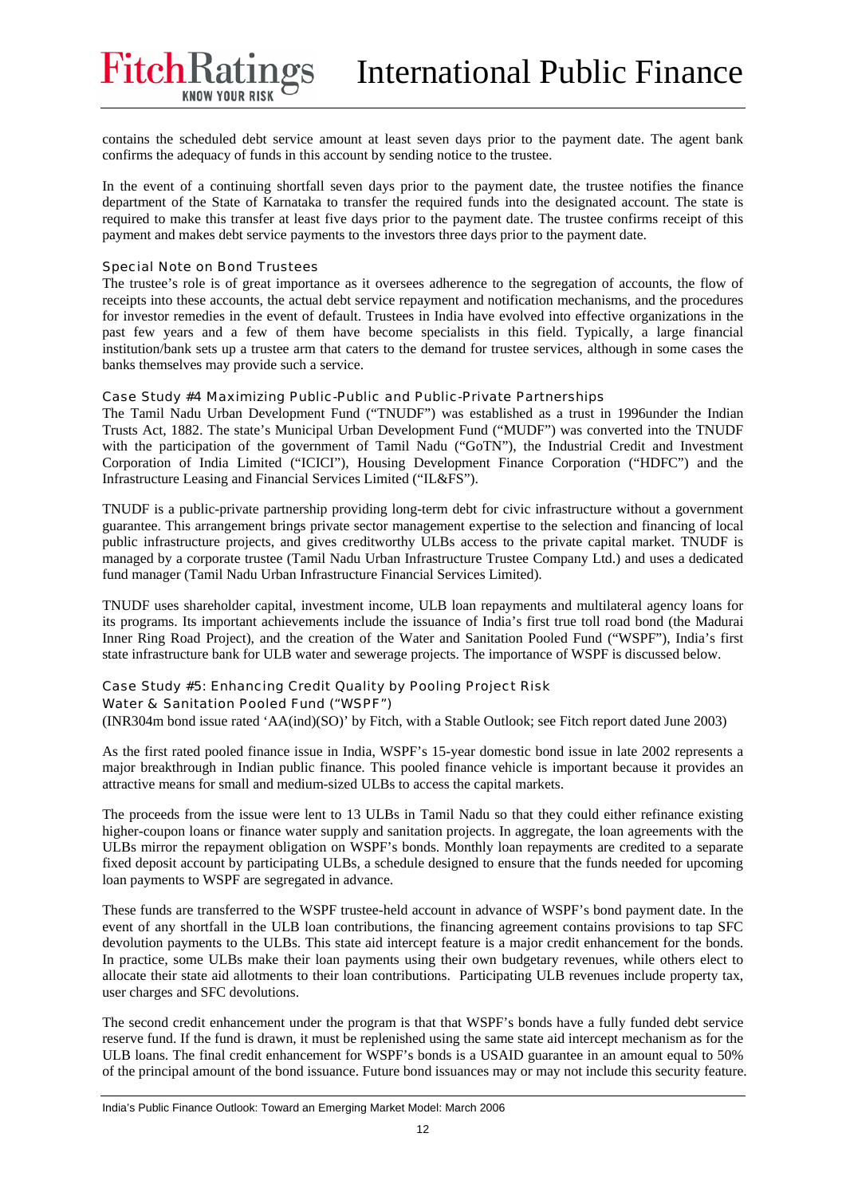contains the scheduled debt service amount at least seven days prior to the payment date. The agent bank confirms the adequacy of funds in this account by sending notice to the trustee.

In the event of a continuing shortfall seven days prior to the payment date, the trustee notifies the finance department of the State of Karnataka to transfer the required funds into the designated account. The state is required to make this transfer at least five days prior to the payment date. The trustee confirms receipt of this payment and makes debt service payments to the investors three days prior to the payment date.

### Special Note on Bond Trustees

The trustee's role is of great importance as it oversees adherence to the segregation of accounts, the flow of receipts into these accounts, the actual debt service repayment and notification mechanisms, and the procedures for investor remedies in the event of default. Trustees in India have evolved into effective organizations in the past few years and a few of them have become specialists in this field. Typically, a large financial institution/bank sets up a trustee arm that caters to the demand for trustee services, although in some cases the banks themselves may provide such a service.

### Case Study #4 Maximizing Public-Public and Public-Private Partnerships

The Tamil Nadu Urban Development Fund ("TNUDF") was established as a trust in 1996under the Indian Trusts Act, 1882. The state's Municipal Urban Development Fund ("MUDF") was converted into the TNUDF with the participation of the government of Tamil Nadu ("GoTN"), the Industrial Credit and Investment Corporation of India Limited ("ICICI"), Housing Development Finance Corporation ("HDFC") and the Infrastructure Leasing and Financial Services Limited ("IL&FS").

TNUDF is a public-private partnership providing long-term debt for civic infrastructure without a government guarantee. This arrangement brings private sector management expertise to the selection and financing of local public infrastructure projects, and gives creditworthy ULBs access to the private capital market. TNUDF is managed by a corporate trustee (Tamil Nadu Urban Infrastructure Trustee Company Ltd.) and uses a dedicated fund manager (Tamil Nadu Urban Infrastructure Financial Services Limited).

TNUDF uses shareholder capital, investment income, ULB loan repayments and multilateral agency loans for its programs. Its important achievements include the issuance of India's first true toll road bond (the Madurai Inner Ring Road Project), and the creation of the Water and Sanitation Pooled Fund ("WSPF"), India's first state infrastructure bank for ULB water and sewerage projects. The importance of WSPF is discussed below.

### Case Study #5: Enhancing Credit Quality by Pooling Project Risk

#### Water & Sanitation Pooled Fund ("WSPF")

(INR304m bond issue rated 'AA(ind)(SO)' by Fitch, with a Stable Outlook; see Fitch report dated June 2003)

As the first rated pooled finance issue in India, WSPF's 15-year domestic bond issue in late 2002 represents a major breakthrough in Indian public finance. This pooled finance vehicle is important because it provides an attractive means for small and medium-sized ULBs to access the capital markets.

The proceeds from the issue were lent to 13 ULBs in Tamil Nadu so that they could either refinance existing higher-coupon loans or finance water supply and sanitation projects. In aggregate, the loan agreements with the ULBs mirror the repayment obligation on WSPF's bonds. Monthly loan repayments are credited to a separate fixed deposit account by participating ULBs, a schedule designed to ensure that the funds needed for upcoming loan payments to WSPF are segregated in advance.

These funds are transferred to the WSPF trustee-held account in advance of WSPF's bond payment date. In the event of any shortfall in the ULB loan contributions, the financing agreement contains provisions to tap SFC devolution payments to the ULBs. This state aid intercept feature is a major credit enhancement for the bonds. In practice, some ULBs make their loan payments using their own budgetary revenues, while others elect to allocate their state aid allotments to their loan contributions. Participating ULB revenues include property tax, user charges and SFC devolutions.

The second credit enhancement under the program is that that WSPF's bonds have a fully funded debt service reserve fund. If the fund is drawn, it must be replenished using the same state aid intercept mechanism as for the ULB loans. The final credit enhancement for WSPF's bonds is a USAID guarantee in an amount equal to 50% of the principal amount of the bond issuance. Future bond issuances may or may not include this security feature.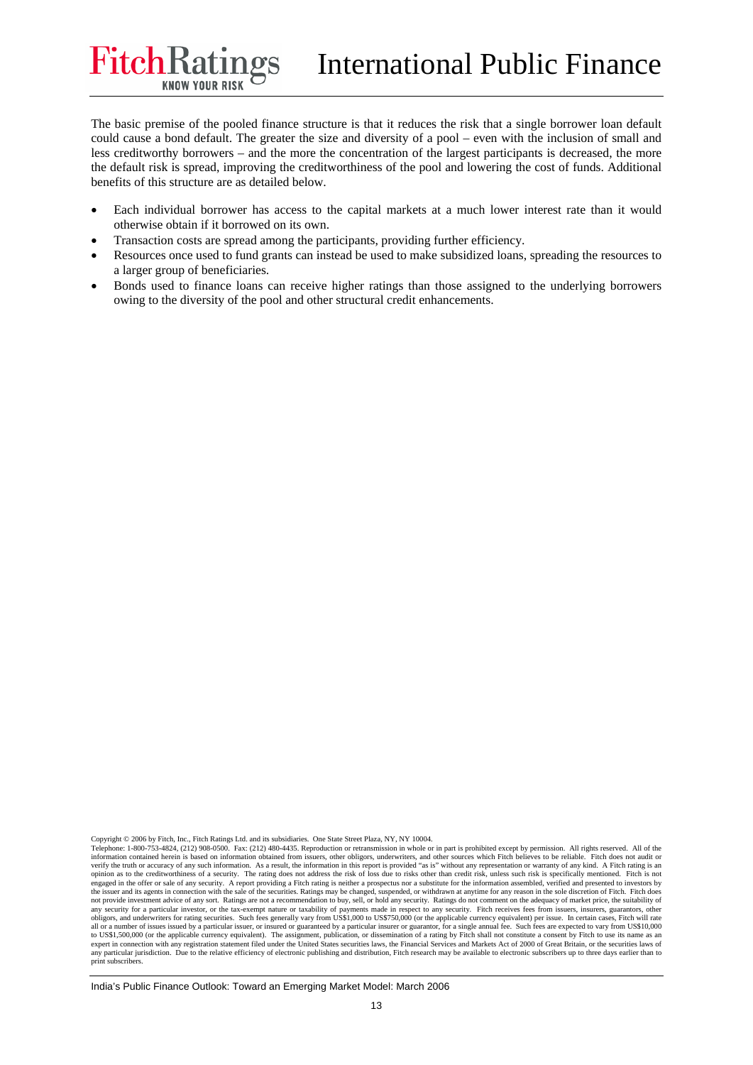The basic premise of the pooled finance structure is that it reduces the risk that a single borrower loan default could cause a bond default. The greater the size and diversity of a pool – even with the inclusion of small and less creditworthy borrowers – and the more the concentration of the largest participants is decreased, the more the default risk is spread, improving the creditworthiness of the pool and lowering the cost of funds. Additional benefits of this structure are as detailed below.

- Each individual borrower has access to the capital markets at a much lower interest rate than it would otherwise obtain if it borrowed on its own.
- Transaction costs are spread among the participants, providing further efficiency.
- Resources once used to fund grants can instead be used to make subsidized loans, spreading the resources to a larger group of beneficiaries.
- Bonds used to finance loans can receive higher ratings than those assigned to the underlying borrowers owing to the diversity of the pool and other structural credit enhancements.

Copyright © 2006 by Fitch, Inc., Fitch Ratings Ltd. and its subsidiaries. One State Street Plaza, NY, NY 10004.
Telephone: 1-800-753-4824, (212) 908-0500. Fax: (212) 480-4435. Reproduction or retransmission in whole or in part is prohibited except by permission. All rights reserved. All of the information contained herein is based on information obtained from issuers, other obligors, underwriters, and other sources which Fitch believes to be reliable. Fitch does not audit or verify the truth or accuracy of any such information. As a result, the information in this report is provided "as is" without any representation or warranty of any kind. A Fitch rating is an opinion as to the creditworthiness of a security. The rating does not address the risk of loss due to risks other than credit risk, unless such risk is specifically mentioned. Fitch is not engaged in the offer or sale of any security. A report providing a Fitch rating is neither a prospectus nor a substitute for the information assembled, verified and presented to investors by the issuer and its agents in connection with the sale of the securities. Ratings may be changed, suspended, or withdrawn at anytime for any reason in the sole discretion of Fitch. Fitch does not provide investment advice of any sort. Ratings are not a recommendation to buy, sell, or hold any security. Ratings do not comment on the adequacy of market price, the suitability of any security for a particular investor, or the tax-exempt nature or taxability of payments made in respect to any security. Fitch receives fees from issuers, insurers, guarantors, other obligors, and underwriters for rating securities. Such fees generally vary from US$1,000 to US$750,000 (or the applicable currency equivalent) per issue. In certain cases, Fitch will rate all or a number of issues issued by a particular issuer, or insured or guaranteed by a particular insurer or guarantor, for a single annual fee. Such fees are expected to vary from US$10,000 to US$1,500,000 (or the applicable currency equivalent). The assignment, publication, or dissemination of a rating by Fitch shall not constitute a consent by Fitch to use its name as an expert in connection with any registration statement filed under the United States securities laws, the Financial Services and Markets Act of 2000 of Great Britain, or the securities laws of any particular jurisdiction. Due to the relative efficiency of electronic publishing and distribution, Fitch research may be available to electronic subscribers up to three days earlier than to print subscribers.